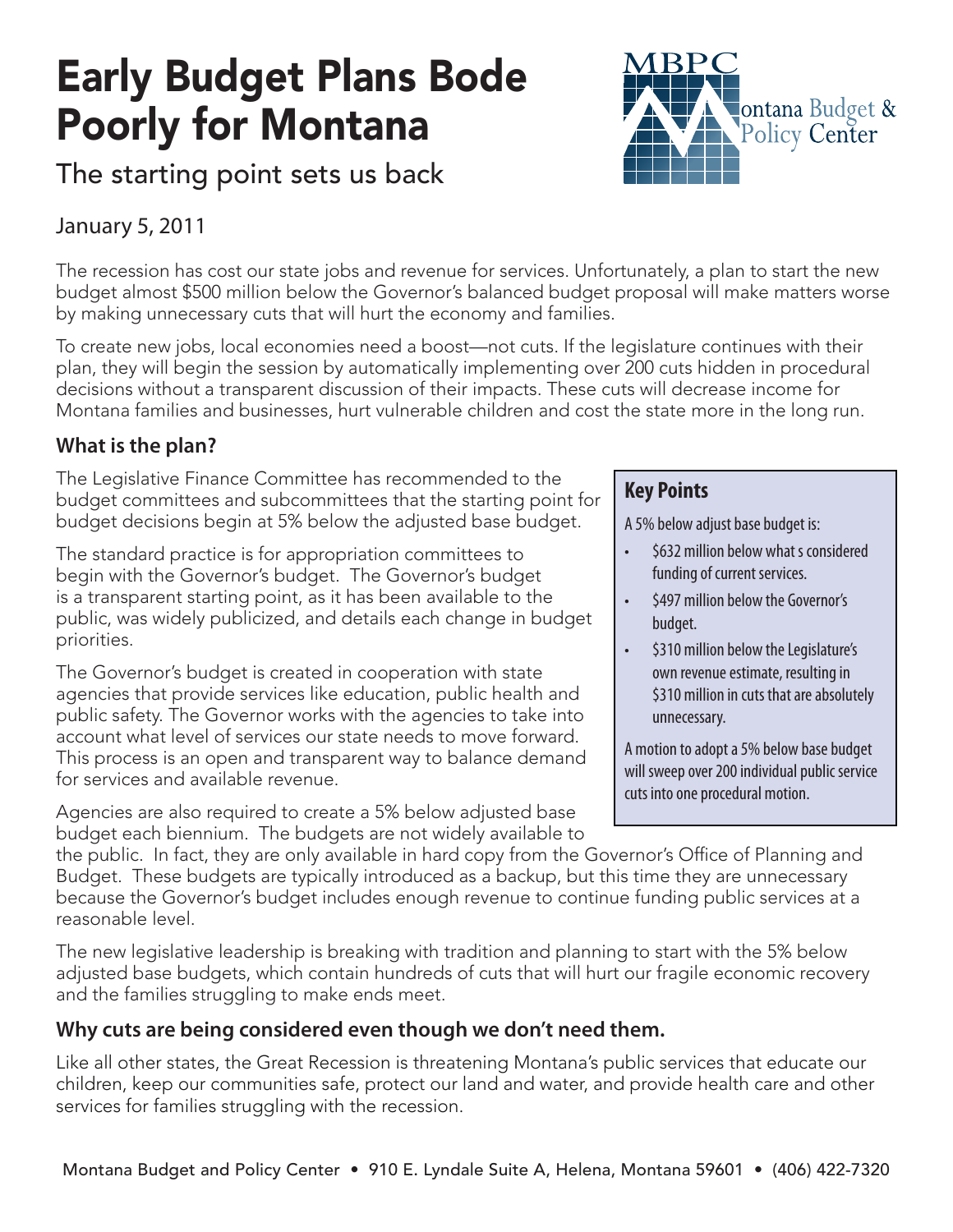# Early Budget Plans Bode Poorly for Montana

## The starting point sets us back

January 5, 2011

The recession has cost our state jobs and revenue for services. Unfortunately, a plan to start the new budget almost $500 million below the Governor's balanced budget proposal will make matters worse by making unnecessary cuts that will hurt the economy and families.

To create new jobs, local economies need a boost—not cuts. If the legislature continues with their plan, they will begin the session by automatically implementing over 200 cuts hidden in procedural decisions without a transparent discussion of their impacts. These cuts will decrease income for Montana families and businesses, hurt vulnerable children and cost the state more in the long run.

### What is the plan?

The Legislative Finance Committee has recommended to the budget committees and subcommittees that the starting point for budget decisions begin at 5% below the adjusted base budget.

The standard practice is for appropriation committees to begin with the Governor's budget. The Governor's budget is a transparent starting point, as it has been available to the public, was widely publicized, and details each change in budget priorities.

The Governor's budget is created in cooperation with state agencies that provide services like education, public health and public safety. The Governor works with the agencies to take into account what level of services our state needs to move forward. This process is an open and transparent way to balance demand for services and available revenue.

Agencies are also required to create a 5% below adjusted base budget each biennium. The budgets are not widely available to the public. In fact, they are only available in hard copy from the Governor's Office of Planning and Budget. These budgets are typically introduced as a backup, but this time they are unnecessary because the Governor's budget includes enough revenue to continue funding public services at a reasonable level.

The new legislative leadership is breaking with tradition and planning to start with the 5% below adjusted base budgets, which contain hundreds of cuts that will hurt our fragile economic recovery and the families struggling to make ends meet.

> **Key Points**
>
> A 5% below adjust base budget is:
>
> - $632 million below what s considered funding of current services.
> - $497 million below the Governor's budget.
> - $310 million below the Legislature's own revenue estimate, resulting in $310 million in cuts that are absolutely unnecessary.
>
> A motion to adopt a 5% below base budget will sweep over 200 individual public service cuts into one procedural motion.

### Why cuts are being considered even though we don't need them.

Like all other states, the Great Recession is threatening Montana's public services that educate our children, keep our communities safe, protect our land and water, and provide health care and other services for families struggling with the recession.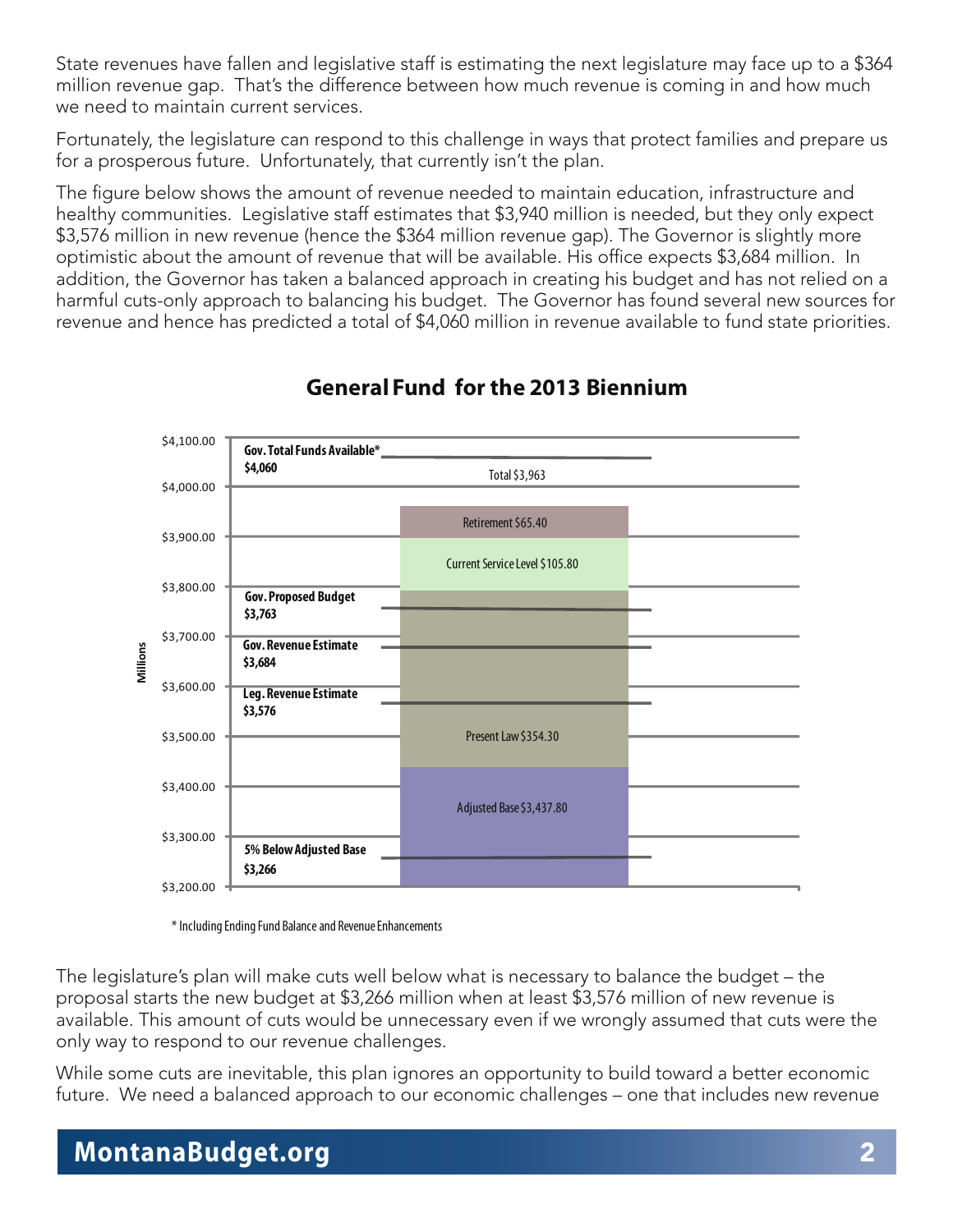State revenues have fallen and legislative staff is estimating the next legislature may face up to a $364 million revenue gap. That's the difference between how much revenue is coming in and how much we need to maintain current services.

Fortunately, the legislature can respond to this challenge in ways that protect families and prepare us for a prosperous future. Unfortunately, that currently isn't the plan.

The figure below shows the amount of revenue needed to maintain education, infrastructure and healthy communities. Legislative staff estimates that $3,940 million is needed, but they only expect $3,576 million in new revenue (hence the $364 million revenue gap). The Governor is slightly more optimistic about the amount of revenue that will be available. His office expects $3,684 million. In addition, the Governor has taken a balanced approach in creating his budget and has not relied on a harmful cuts-only approach to balancing his budget. The Governor has found several new sources for revenue and hence has predicted a total of $4,060 million in revenue available to fund state priorities.

**General Fund for the 2013 Biennium**

| Chart component (Millions) | Value |
|---|---|
| Adjusted Base | $3,437.80 |
| Present Law | $354.30 |
| Current Service Level | $105.80 |
| Retirement | $65.40 |
| Total | $3,963 |
| Gov. Total Funds Available* | $4,060 |
| Gov. Proposed Budget | $3,763 |
| Gov. Revenue Estimate | $3,684 |
| Leg. Revenue Estimate | $3,576 |
| 5% Below Adjusted Base | $3,266 |

\* Including Ending Fund Balance and Revenue Enhancements

The legislature's plan will make cuts well below what is necessary to balance the budget – the proposal starts the new budget at $3,266 million when at least $3,576 million of new revenue is available. This amount of cuts would be unnecessary even if we wrongly assumed that cuts were the only way to respond to our revenue challenges.

While some cuts are inevitable, this plan ignores an opportunity to build toward a better economic future. We need a balanced approach to our economic challenges – one that includes new revenue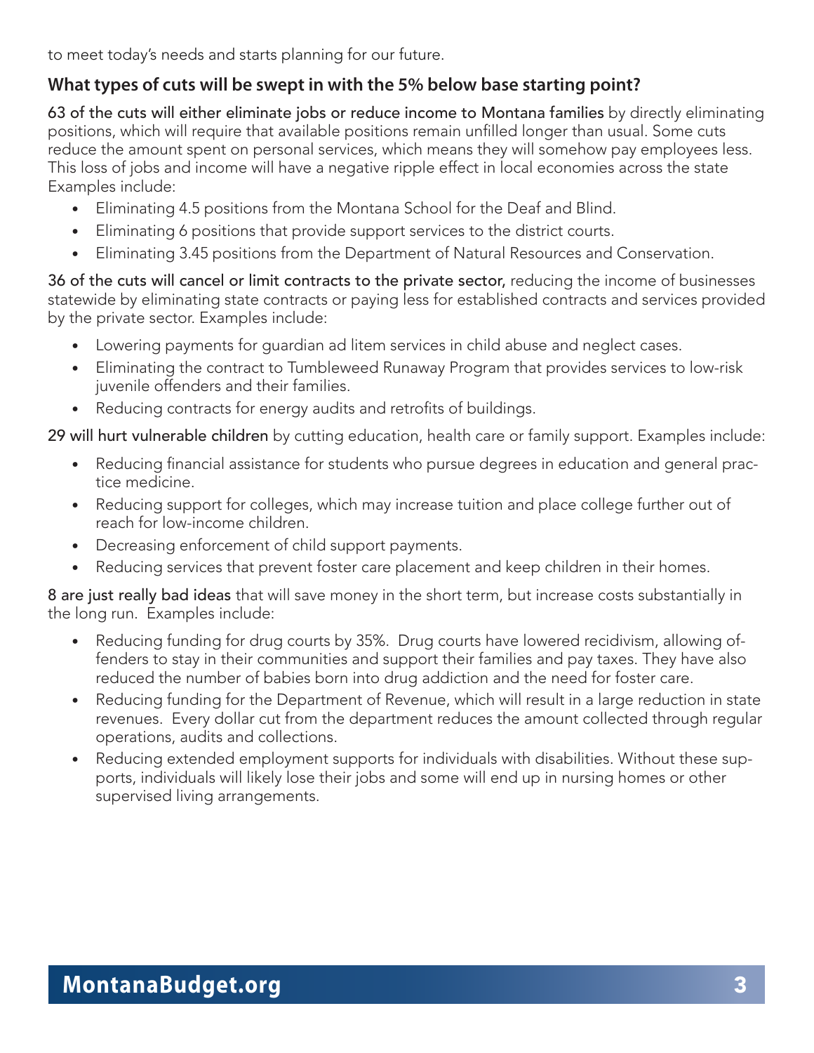to meet today's needs and starts planning for our future.

## What types of cuts will be swept in with the 5% below base starting point?

63 of the cuts will either eliminate jobs or reduce income to Montana families by directly eliminating positions, which will require that available positions remain unfilled longer than usual. Some cuts reduce the amount spent on personal services, which means they will somehow pay employees less. This loss of jobs and income will have a negative ripple effect in local economies across the state Examples include:

- Eliminating 4.5 positions from the Montana School for the Deaf and Blind.
- Eliminating 6 positions that provide support services to the district courts.
- Eliminating 3.45 positions from the Department of Natural Resources and Conservation.

36 of the cuts will cancel or limit contracts to the private sector, reducing the income of businesses statewide by eliminating state contracts or paying less for established contracts and services provided by the private sector. Examples include:

- Lowering payments for guardian ad litem services in child abuse and neglect cases.
- Eliminating the contract to Tumbleweed Runaway Program that provides services to low-risk juvenile offenders and their families.
- Reducing contracts for energy audits and retrofits of buildings.

29 will hurt vulnerable children by cutting education, health care or family support. Examples include:

- Reducing financial assistance for students who pursue degrees in education and general practice medicine.
- Reducing support for colleges, which may increase tuition and place college further out of reach for low-income children.
- Decreasing enforcement of child support payments.
- Reducing services that prevent foster care placement and keep children in their homes.

8 are just really bad ideas that will save money in the short term, but increase costs substantially in the long run. Examples include:

- Reducing funding for drug courts by 35%. Drug courts have lowered recidivism, allowing offenders to stay in their communities and support their families and pay taxes. They have also reduced the number of babies born into drug addiction and the need for foster care.
- Reducing funding for the Department of Revenue, which will result in a large reduction in state revenues. Every dollar cut from the department reduces the amount collected through regular operations, audits and collections.
- Reducing extended employment supports for individuals with disabilities. Without these supports, individuals will likely lose their jobs and some will end up in nursing homes or other supervised living arrangements.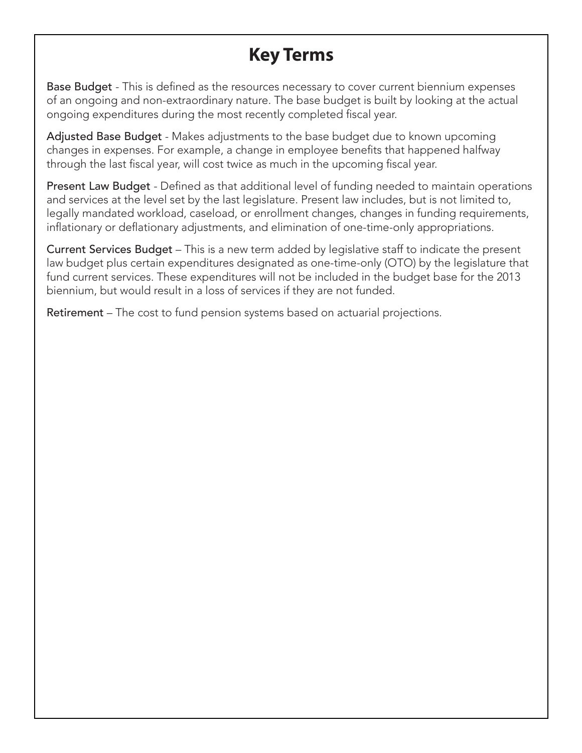# Key Terms

**Base Budget** - This is defined as the resources necessary to cover current biennium expenses of an ongoing and non-extraordinary nature. The base budget is built by looking at the actual ongoing expenditures during the most recently completed fiscal year.

**Adjusted Base Budget** - Makes adjustments to the base budget due to known upcoming changes in expenses. For example, a change in employee benefits that happened halfway through the last fiscal year, will cost twice as much in the upcoming fiscal year.

**Present Law Budget** - Defined as that additional level of funding needed to maintain operations and services at the level set by the last legislature. Present law includes, but is not limited to, legally mandated workload, caseload, or enrollment changes, changes in funding requirements, inflationary or deflationary adjustments, and elimination of one-time-only appropriations.

**Current Services Budget** – This is a new term added by legislative staff to indicate the present law budget plus certain expenditures designated as one-time-only (OTO) by the legislature that fund current services. These expenditures will not be included in the budget base for the 2013 biennium, but would result in a loss of services if they are not funded.

**Retirement** – The cost to fund pension systems based on actuarial projections.